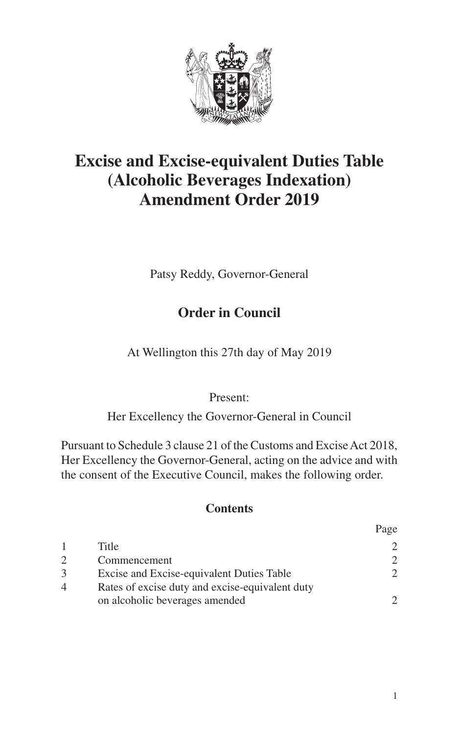# Excise and Excise-equivalent Duties Table (Alcoholic Beverages Indexation) Amendment Order 2019

Patsy Reddy, Governor-General

## Order in Council

At Wellington this 27th day of May 2019

Present:

Her Excellency the Governor-General in Council

Pursuant to Schedule 3 clause 21 of the Customs and Excise Act 2018, Her Excellency the Governor-General, acting on the advice and with the consent of the Executive Council, makes the following order.

### Contents

| | | Page |
|---|---|---|
| 1 | Title | 2 |
| 2 | Commencement | 2 |
| 3 | Excise and Excise-equivalent Duties Table | 2 |
| 4 | Rates of excise duty and excise-equivalent duty on alcoholic beverages amended | 2 |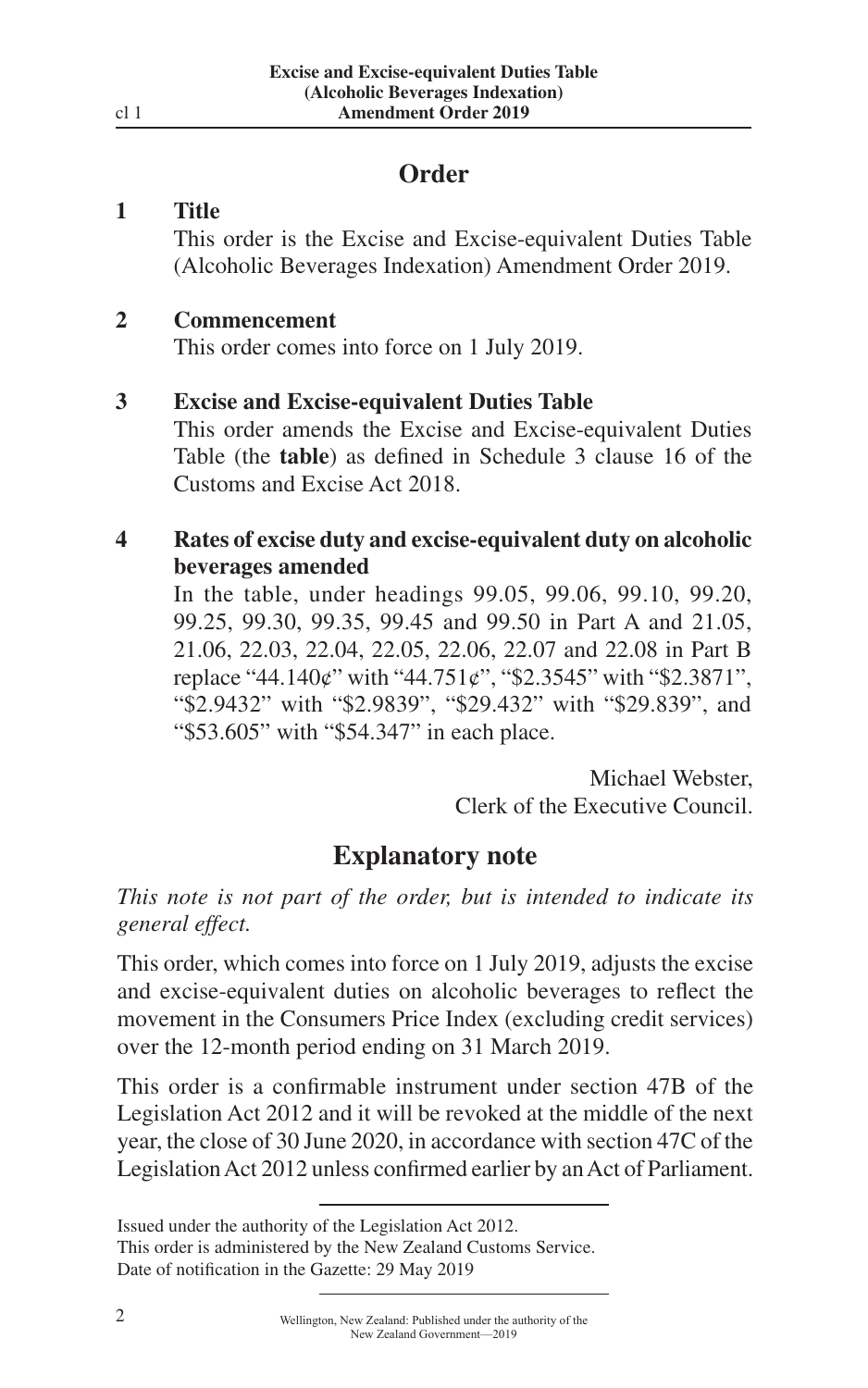# Order

## 1 Title

This order is the Excise and Excise-equivalent Duties Table (Alcoholic Beverages Indexation) Amendment Order 2019.

## 2 Commencement

This order comes into force on 1 July 2019.

## 3 Excise and Excise-equivalent Duties Table

This order amends the Excise and Excise-equivalent Duties Table (the **table**) as defined in Schedule 3 clause 16 of the Customs and Excise Act 2018.

## 4 Rates of excise duty and excise-equivalent duty on alcoholic beverages amended

In the table, under headings 99.05, 99.06, 99.10, 99.20, 99.25, 99.30, 99.35, 99.45 and 99.50 in Part A and 21.05, 21.06, 22.03, 22.04, 22.05, 22.06, 22.07 and 22.08 in Part B replace "44.140¢" with "44.751¢", "$2.3545" with "$2.3871", "$2.9432" with "$2.9839", "$29.432" with "$29.839", and "$53.605" with "$54.347" in each place.

Michael Webster,
Clerk of the Executive Council.

# Explanatory note

*This note is not part of the order, but is intended to indicate its general effect.*

This order, which comes into force on 1 July 2019, adjusts the excise and excise-equivalent duties on alcoholic beverages to reflect the movement in the Consumers Price Index (excluding credit services) over the 12-month period ending on 31 March 2019.

This order is a confirmable instrument under section 47B of the Legislation Act 2012 and it will be revoked at the middle of the next year, the close of 30 June 2020, in accordance with section 47C of the Legislation Act 2012 unless confirmed earlier by an Act of Parliament.

Issued under the authority of the Legislation Act 2012.
This order is administered by the New Zealand Customs Service.
Date of notification in the Gazette: 29 May 2019

Wellington, New Zealand: Published under the authority of the New Zealand Government—2019